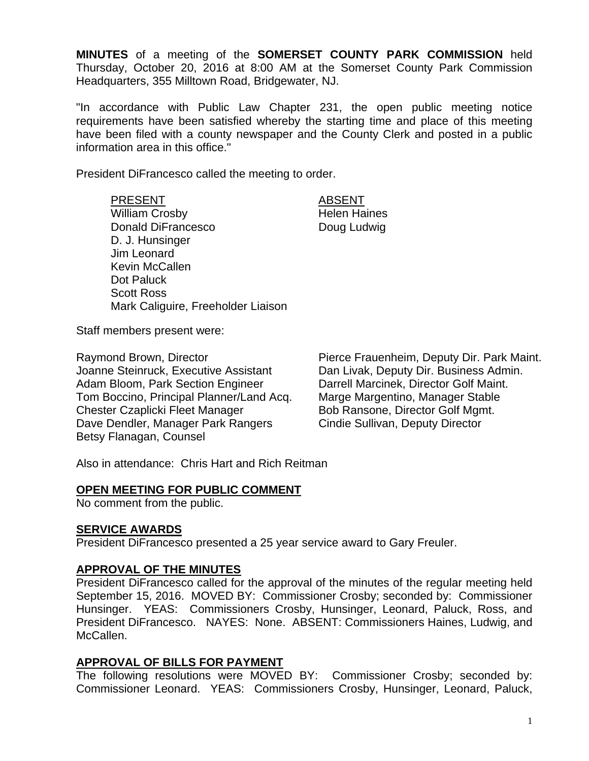**MINUTES** of a meeting of the **SOMERSET COUNTY PARK COMMISSION** held Thursday, October 20, 2016 at 8:00 AM at the Somerset County Park Commission Headquarters, 355 Milltown Road, Bridgewater, NJ.

"In accordance with Public Law Chapter 231, the open public meeting notice requirements have been satisfied whereby the starting time and place of this meeting have been filed with a county newspaper and the County Clerk and posted in a public information area in this office."

President DiFrancesco called the meeting to order.

| PRESENT | ABSENT |
|---|---|
| William Crosby | Helen Haines |
| Donald DiFrancesco | Doug Ludwig |
| D. J. Hunsinger | |
| Jim Leonard | |
| Kevin McCallen | |
| Dot Paluck | |
| Scott Ross | |
| Mark Caliguire, Freeholder Liaison | |

Staff members present were:

Raymond Brown, Director
Joanne Steinruck, Executive Assistant
Adam Bloom, Park Section Engineer
Tom Boccino, Principal Planner/Land Acq.
Chester Czaplicki Fleet Manager
Dave Dendler, Manager Park Rangers
Betsy Flanagan, Counsel
Pierce Frauenheim, Deputy Dir. Park Maint.
Dan Livak, Deputy Dir. Business Admin.
Darrell Marcinek, Director Golf Maint.
Marge Margentino, Manager Stable
Bob Ransone, Director Golf Mgmt.
Cindie Sullivan, Deputy Director

Also in attendance: Chris Hart and Rich Reitman

## OPEN MEETING FOR PUBLIC COMMENT

No comment from the public.

## SERVICE AWARDS

President DiFrancesco presented a 25 year service award to Gary Freuler.

## APPROVAL OF THE MINUTES

President DiFrancesco called for the approval of the minutes of the regular meeting held September 15, 2016. MOVED BY: Commissioner Crosby; seconded by: Commissioner Hunsinger. YEAS: Commissioners Crosby, Hunsinger, Leonard, Paluck, Ross, and President DiFrancesco. NAYES: None. ABSENT: Commissioners Haines, Ludwig, and McCallen.

## APPROVAL OF BILLS FOR PAYMENT

The following resolutions were MOVED BY: Commissioner Crosby; seconded by: Commissioner Leonard. YEAS: Commissioners Crosby, Hunsinger, Leonard, Paluck,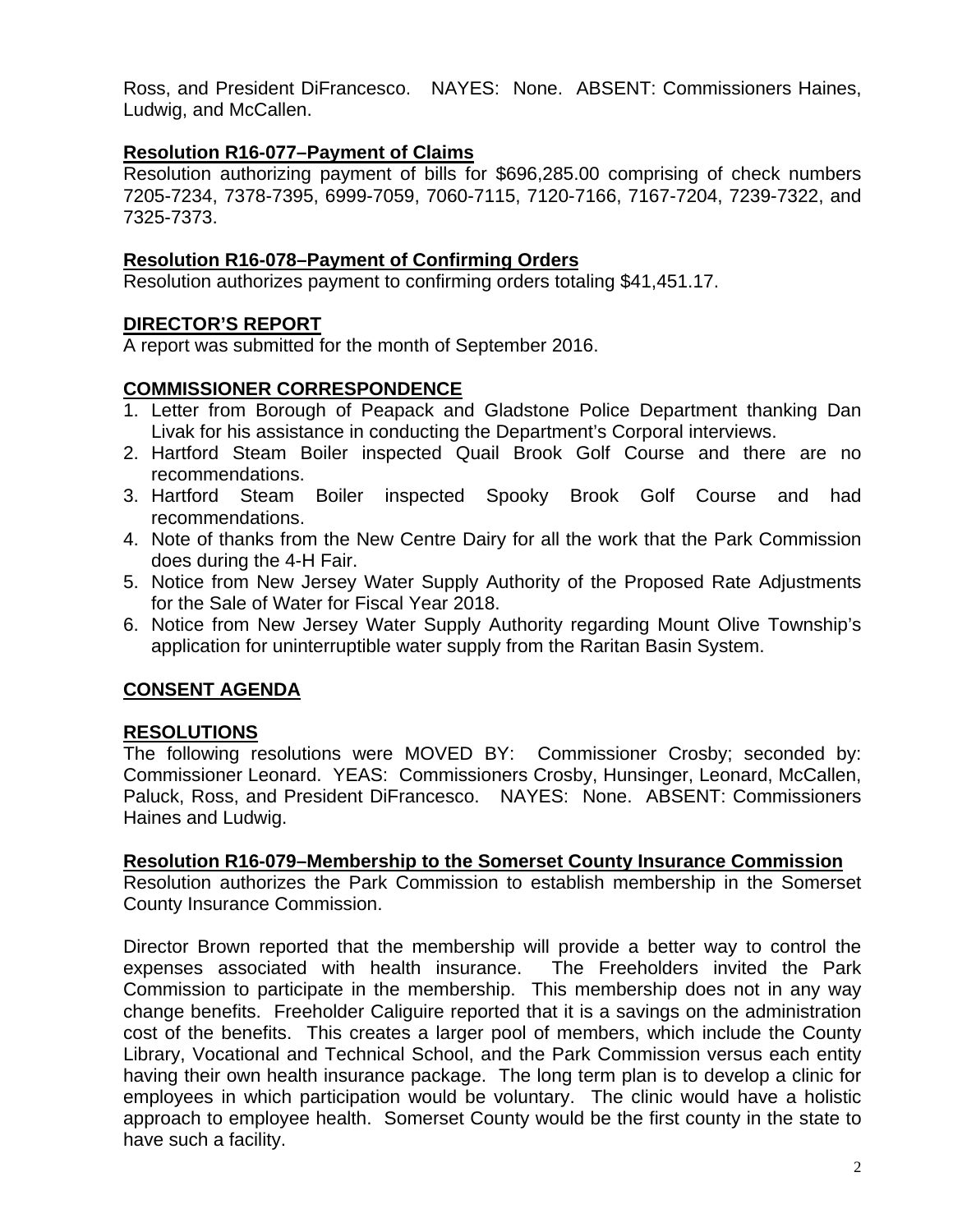Ross, and President DiFrancesco. NAYES: None. ABSENT: Commissioners Haines, Ludwig, and McCallen.

**Resolution R16-077–Payment of Claims**

Resolution authorizing payment of bills for $696,285.00 comprising of check numbers 7205-7234, 7378-7395, 6999-7059, 7060-7115, 7120-7166, 7167-7204, 7239-7322, and 7325-7373.

**Resolution R16-078–Payment of Confirming Orders**

Resolution authorizes payment to confirming orders totaling $41,451.17.

## DIRECTOR'S REPORT

A report was submitted for the month of September 2016.

## COMMISSIONER CORRESPONDENCE

1. Letter from Borough of Peapack and Gladstone Police Department thanking Dan Livak for his assistance in conducting the Department's Corporal interviews.
2. Hartford Steam Boiler inspected Quail Brook Golf Course and there are no recommendations.
3. Hartford Steam Boiler inspected Spooky Brook Golf Course and had recommendations.
4. Note of thanks from the New Centre Dairy for all the work that the Park Commission does during the 4-H Fair.
5. Notice from New Jersey Water Supply Authority of the Proposed Rate Adjustments for the Sale of Water for Fiscal Year 2018.
6. Notice from New Jersey Water Supply Authority regarding Mount Olive Township's application for uninterruptible water supply from the Raritan Basin System.

## CONSENT AGENDA

## RESOLUTIONS

The following resolutions were MOVED BY: Commissioner Crosby; seconded by: Commissioner Leonard. YEAS: Commissioners Crosby, Hunsinger, Leonard, McCallen, Paluck, Ross, and President DiFrancesco. NAYES: None. ABSENT: Commissioners Haines and Ludwig.

**Resolution R16-079–Membership to the Somerset County Insurance Commission**

Resolution authorizes the Park Commission to establish membership in the Somerset County Insurance Commission.

Director Brown reported that the membership will provide a better way to control the expenses associated with health insurance. The Freeholders invited the Park Commission to participate in the membership. This membership does not in any way change benefits. Freeholder Caliguire reported that it is a savings on the administration cost of the benefits. This creates a larger pool of members, which include the County Library, Vocational and Technical School, and the Park Commission versus each entity having their own health insurance package. The long term plan is to develop a clinic for employees in which participation would be voluntary. The clinic would have a holistic approach to employee health. Somerset County would be the first county in the state to have such a facility.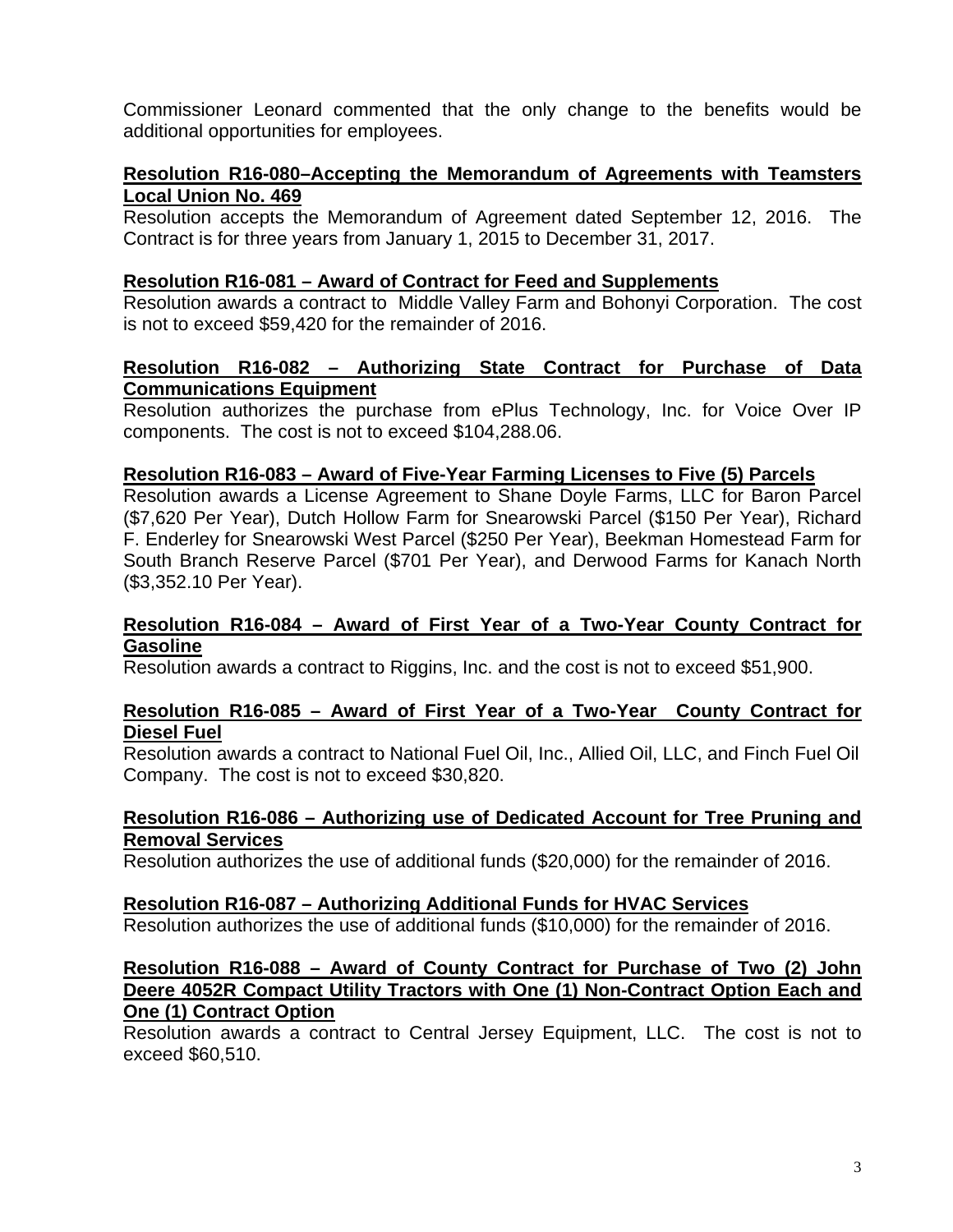Commissioner Leonard commented that the only change to the benefits would be additional opportunities for employees.

**Resolution R16-080–Accepting the Memorandum of Agreements with Teamsters Local Union No. 469**

Resolution accepts the Memorandum of Agreement dated September 12, 2016. The Contract is for three years from January 1, 2015 to December 31, 2017.

**Resolution R16-081 – Award of Contract for Feed and Supplements**

Resolution awards a contract to Middle Valley Farm and Bohonyi Corporation. The cost is not to exceed $59,420 for the remainder of 2016.

**Resolution R16-082 – Authorizing State Contract for Purchase of Data Communications Equipment**

Resolution authorizes the purchase from ePlus Technology, Inc. for Voice Over IP components. The cost is not to exceed $104,288.06.

**Resolution R16-083 – Award of Five-Year Farming Licenses to Five (5) Parcels**

Resolution awards a License Agreement to Shane Doyle Farms, LLC for Baron Parcel ($7,620 Per Year), Dutch Hollow Farm for Snearowski Parcel ($150 Per Year), Richard F. Enderley for Snearowski West Parcel ($250 Per Year), Beekman Homestead Farm for South Branch Reserve Parcel ($701 Per Year), and Derwood Farms for Kanach North ($3,352.10 Per Year).

**Resolution R16-084 – Award of First Year of a Two-Year County Contract for Gasoline**

Resolution awards a contract to Riggins, Inc. and the cost is not to exceed $51,900.

**Resolution R16-085 – Award of First Year of a Two-Year County Contract for Diesel Fuel**

Resolution awards a contract to National Fuel Oil, Inc., Allied Oil, LLC, and Finch Fuel Oil Company. The cost is not to exceed $30,820.

**Resolution R16-086 – Authorizing use of Dedicated Account for Tree Pruning and Removal Services**

Resolution authorizes the use of additional funds ($20,000) for the remainder of 2016.

**Resolution R16-087 – Authorizing Additional Funds for HVAC Services**

Resolution authorizes the use of additional funds ($10,000) for the remainder of 2016.

**Resolution R16-088 – Award of County Contract for Purchase of Two (2) John Deere 4052R Compact Utility Tractors with One (1) Non-Contract Option Each and One (1) Contract Option**

Resolution awards a contract to Central Jersey Equipment, LLC. The cost is not to exceed $60,510.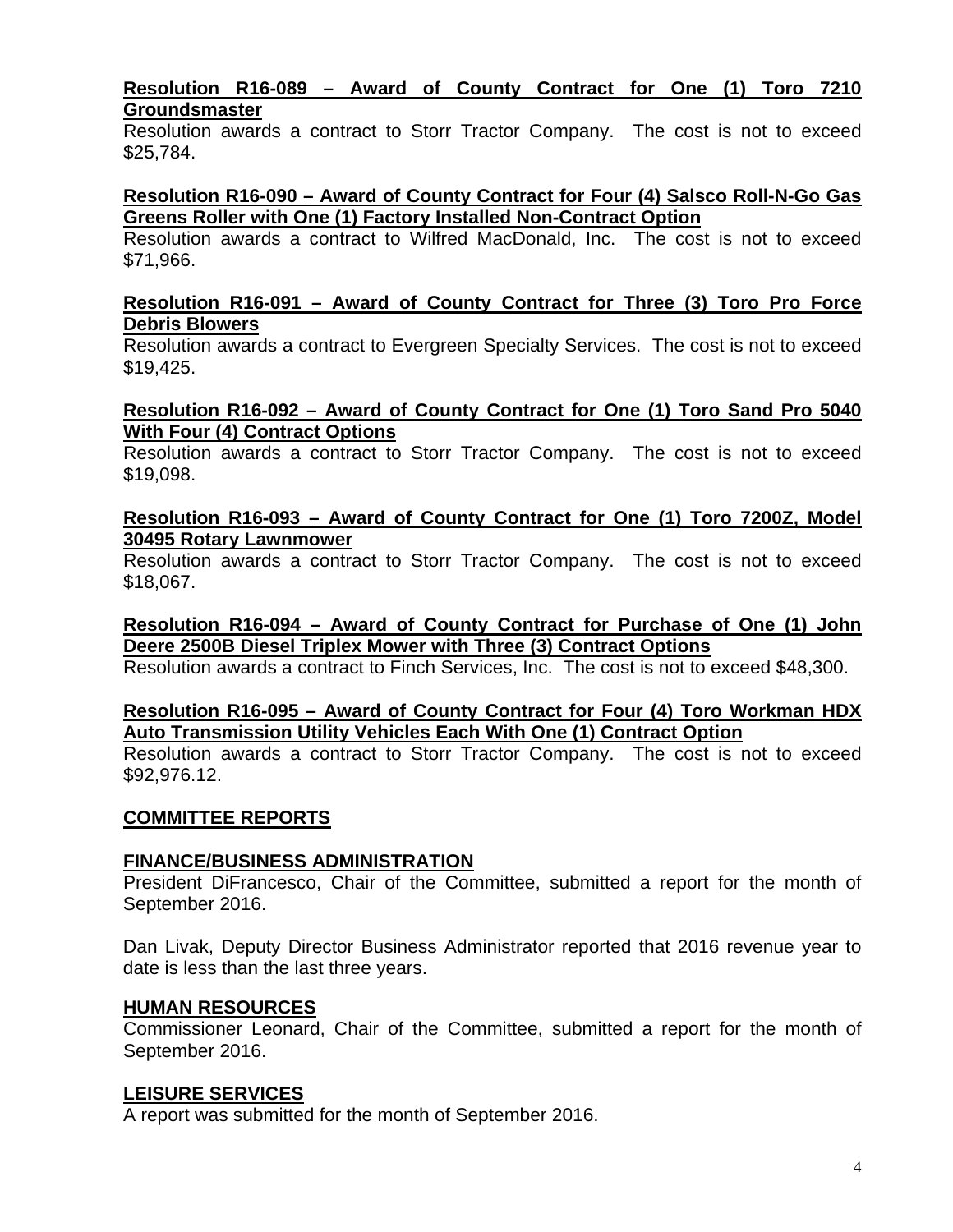**Resolution R16-089 – Award of County Contract for One (1) Toro 7210 Groundsmaster**

Resolution awards a contract to Storr Tractor Company. The cost is not to exceed $25,784.

**Resolution R16-090 – Award of County Contract for Four (4) Salsco Roll-N-Go Gas Greens Roller with One (1) Factory Installed Non-Contract Option**

Resolution awards a contract to Wilfred MacDonald, Inc. The cost is not to exceed $71,966.

**Resolution R16-091 – Award of County Contract for Three (3) Toro Pro Force Debris Blowers**

Resolution awards a contract to Evergreen Specialty Services. The cost is not to exceed $19,425.

**Resolution R16-092 – Award of County Contract for One (1) Toro Sand Pro 5040 With Four (4) Contract Options**

Resolution awards a contract to Storr Tractor Company. The cost is not to exceed $19,098.

**Resolution R16-093 – Award of County Contract for One (1) Toro 7200Z, Model 30495 Rotary Lawnmower**

Resolution awards a contract to Storr Tractor Company. The cost is not to exceed $18,067.

**Resolution R16-094 – Award of County Contract for Purchase of One (1) John Deere 2500B Diesel Triplex Mower with Three (3) Contract Options**

Resolution awards a contract to Finch Services, Inc. The cost is not to exceed $48,300.

**Resolution R16-095 – Award of County Contract for Four (4) Toro Workman HDX Auto Transmission Utility Vehicles Each With One (1) Contract Option**

Resolution awards a contract to Storr Tractor Company. The cost is not to exceed $92,976.12.

## COMMITTEE REPORTS

### FINANCE/BUSINESS ADMINISTRATION

President DiFrancesco, Chair of the Committee, submitted a report for the month of September 2016.

Dan Livak, Deputy Director Business Administrator reported that 2016 revenue year to date is less than the last three years.

### HUMAN RESOURCES

Commissioner Leonard, Chair of the Committee, submitted a report for the month of September 2016.

### LEISURE SERVICES

A report was submitted for the month of September 2016.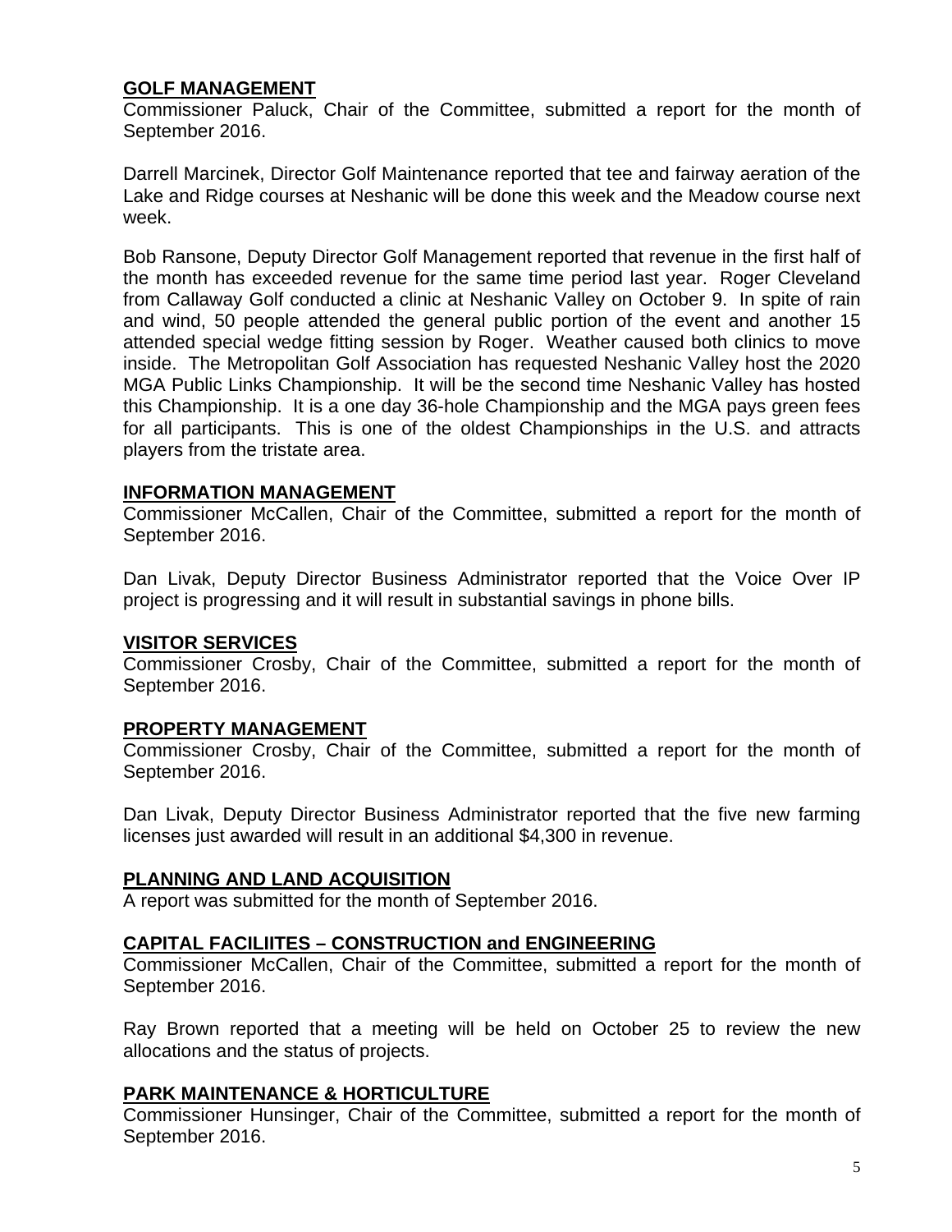**GOLF MANAGEMENT**

Commissioner Paluck, Chair of the Committee, submitted a report for the month of September 2016.

Darrell Marcinek, Director Golf Maintenance reported that tee and fairway aeration of the Lake and Ridge courses at Neshanic will be done this week and the Meadow course next week.

Bob Ransone, Deputy Director Golf Management reported that revenue in the first half of the month has exceeded revenue for the same time period last year. Roger Cleveland from Callaway Golf conducted a clinic at Neshanic Valley on October 9. In spite of rain and wind, 50 people attended the general public portion of the event and another 15 attended special wedge fitting session by Roger. Weather caused both clinics to move inside. The Metropolitan Golf Association has requested Neshanic Valley host the 2020 MGA Public Links Championship. It will be the second time Neshanic Valley has hosted this Championship. It is a one day 36-hole Championship and the MGA pays green fees for all participants. This is one of the oldest Championships in the U.S. and attracts players from the tristate area.

**INFORMATION MANAGEMENT**

Commissioner McCallen, Chair of the Committee, submitted a report for the month of September 2016.

Dan Livak, Deputy Director Business Administrator reported that the Voice Over IP project is progressing and it will result in substantial savings in phone bills.

**VISITOR SERVICES**

Commissioner Crosby, Chair of the Committee, submitted a report for the month of September 2016.

**PROPERTY MANAGEMENT**

Commissioner Crosby, Chair of the Committee, submitted a report for the month of September 2016.

Dan Livak, Deputy Director Business Administrator reported that the five new farming licenses just awarded will result in an additional $4,300 in revenue.

**PLANNING AND LAND ACQUISITION**

A report was submitted for the month of September 2016.

**CAPITAL FACILIITES – CONSTRUCTION and ENGINEERING**

Commissioner McCallen, Chair of the Committee, submitted a report for the month of September 2016.

Ray Brown reported that a meeting will be held on October 25 to review the new allocations and the status of projects.

**PARK MAINTENANCE & HORTICULTURE**

Commissioner Hunsinger, Chair of the Committee, submitted a report for the month of September 2016.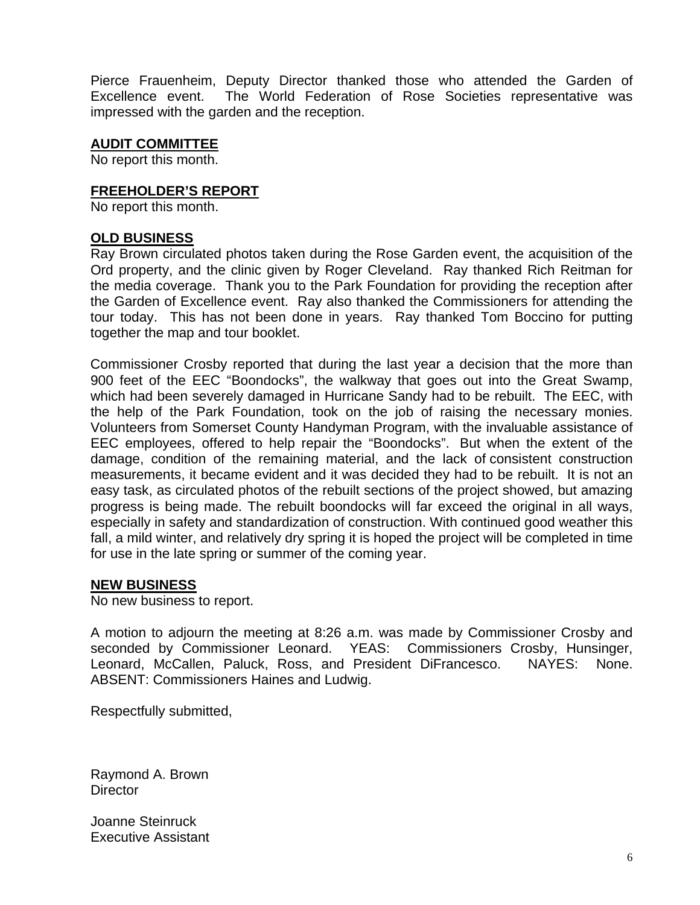Pierce Frauenheim, Deputy Director thanked those who attended the Garden of Excellence event. The World Federation of Rose Societies representative was impressed with the garden and the reception.

**AUDIT COMMITTEE**

No report this month.

**FREEHOLDER'S REPORT**

No report this month.

**OLD BUSINESS**

Ray Brown circulated photos taken during the Rose Garden event, the acquisition of the Ord property, and the clinic given by Roger Cleveland. Ray thanked Rich Reitman for the media coverage. Thank you to the Park Foundation for providing the reception after the Garden of Excellence event. Ray also thanked the Commissioners for attending the tour today. This has not been done in years. Ray thanked Tom Boccino for putting together the map and tour booklet.

Commissioner Crosby reported that during the last year a decision that the more than 900 feet of the EEC "Boondocks", the walkway that goes out into the Great Swamp, which had been severely damaged in Hurricane Sandy had to be rebuilt. The EEC, with the help of the Park Foundation, took on the job of raising the necessary monies. Volunteers from Somerset County Handyman Program, with the invaluable assistance of EEC employees, offered to help repair the "Boondocks". But when the extent of the damage, condition of the remaining material, and the lack of consistent construction measurements, it became evident and it was decided they had to be rebuilt. It is not an easy task, as circulated photos of the rebuilt sections of the project showed, but amazing progress is being made. The rebuilt boondocks will far exceed the original in all ways, especially in safety and standardization of construction. With continued good weather this fall, a mild winter, and relatively dry spring it is hoped the project will be completed in time for use in the late spring or summer of the coming year.

**NEW BUSINESS**

No new business to report.

A motion to adjourn the meeting at 8:26 a.m. was made by Commissioner Crosby and seconded by Commissioner Leonard. YEAS: Commissioners Crosby, Hunsinger, Leonard, McCallen, Paluck, Ross, and President DiFrancesco. NAYES: None. ABSENT: Commissioners Haines and Ludwig.

Respectfully submitted,

Raymond A. Brown
Director

Joanne Steinruck
Executive Assistant